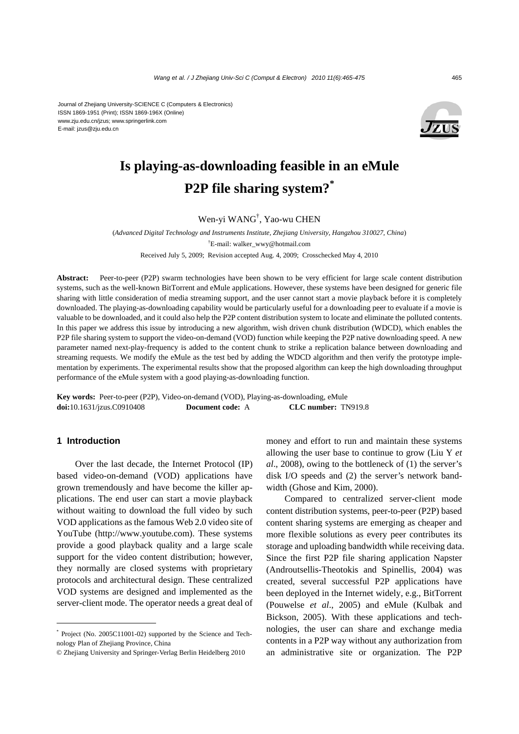Journal of Zhejiang University-SCIENCE C (Computers & Electronics)
ISSN 1869-1951 (Print); ISSN 1869-196X (Online)
www.zju.edu.cn/jzus; www.springerlink.com
E-mail: jzus@zju.edu.cn

# Is playing-as-downloading feasible in an eMule P2P file sharing system?*

Wen-yi WANG†, Yao-wu CHEN

(*Advanced Digital Technology and Instruments Institute, Zhejiang University, Hangzhou 310027, China*)

†E-mail: walker_wwy@hotmail.com

Received July 5, 2009; Revision accepted Aug. 4, 2009; Crosschecked May 4, 2010

**Abstract:** Peer-to-peer (P2P) swarm technologies have been shown to be very efficient for large scale content distribution systems, such as the well-known BitTorrent and eMule applications. However, these systems have been designed for generic file sharing with little consideration of media streaming support, and the user cannot start a movie playback before it is completely downloaded. The playing-as-downloading capability would be particularly useful for a downloading peer to evaluate if a movie is valuable to be downloaded, and it could also help the P2P content distribution system to locate and eliminate the polluted contents. In this paper we address this issue by introducing a new algorithm, wish driven chunk distribution (WDCD), which enables the P2P file sharing system to support the video-on-demand (VOD) function while keeping the P2P native downloading speed. A new parameter named next-play-frequency is added to the content chunk to strike a replication balance between downloading and streaming requests. We modify the eMule as the test bed by adding the WDCD algorithm and then verify the prototype implementation by experiments. The experimental results show that the proposed algorithm can keep the high downloading throughput performance of the eMule system with a good playing-as-downloading function.

**Key words:** Peer-to-peer (P2P), Video-on-demand (VOD), Playing-as-downloading, eMule
**doi:**10.1631/jzus.C0910408 **Document code:** A **CLC number:** TN919.8

## 1 Introduction

Over the last decade, the Internet Protocol (IP) based video-on-demand (VOD) applications have grown tremendously and have become the killer applications. The end user can start a movie playback without waiting to download the full video by such VOD applications as the famous Web 2.0 video site of YouTube (http://www.youtube.com). These systems provide a good playback quality and a large scale support for the video content distribution; however, they normally are closed systems with proprietary protocols and architectural design. These centralized VOD systems are designed and implemented as the server-client mode. The operator needs a great deal of money and effort to run and maintain these systems allowing the user base to continue to grow (Liu Y *et al*., 2008), owing to the bottleneck of (1) the server's disk I/O speeds and (2) the server's network bandwidth (Ghose and Kim, 2000).

Compared to centralized server-client mode content distribution systems, peer-to-peer (P2P) based content sharing systems are emerging as cheaper and more flexible solutions as every peer contributes its storage and uploading bandwidth while receiving data. Since the first P2P file sharing application Napster (Androutsellis-Theotokis and Spinellis, 2004) was created, several successful P2P applications have been deployed in the Internet widely, e.g., BitTorrent (Pouwelse *et al*., 2005) and eMule (Kulbak and Bickson, 2005). With these applications and technologies, the user can share and exchange media contents in a P2P way without any authorization from an administrative site or organization. The P2P

* Project (No. 2005C11001-02) supported by the Science and Technology Plan of Zhejiang Province, China

© Zhejiang University and Springer-Verlag Berlin Heidelberg 2010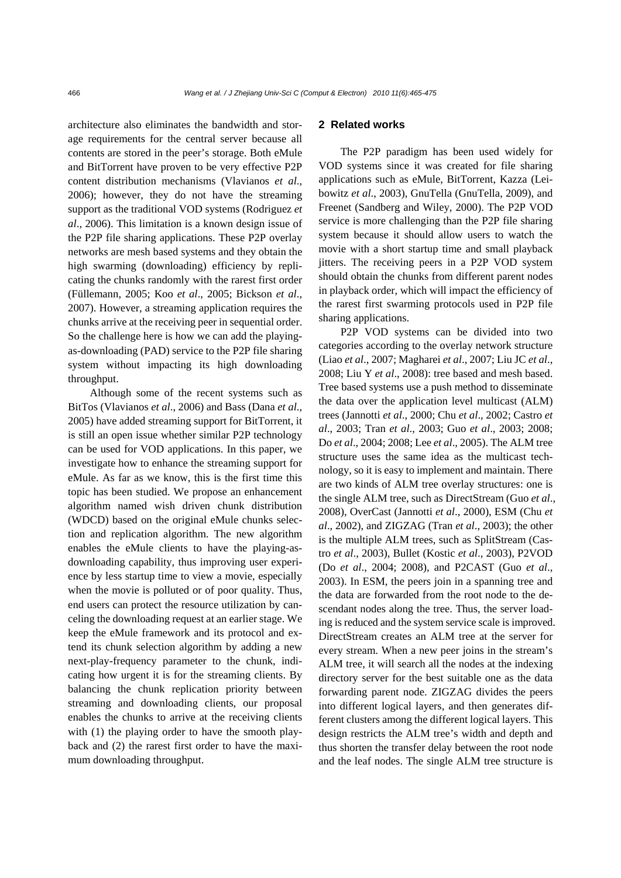architecture also eliminates the bandwidth and storage requirements for the central server because all contents are stored in the peer's storage. Both eMule and BitTorrent have proven to be very effective P2P content distribution mechanisms (Vlavianos *et al*., 2006); however, they do not have the streaming support as the traditional VOD systems (Rodriguez *et al*., 2006). This limitation is a known design issue of the P2P file sharing applications. These P2P overlay networks are mesh based systems and they obtain the high swarming (downloading) efficiency by replicating the chunks randomly with the rarest first order (Füllemann, 2005; Koo *et al*., 2005; Bickson *et al*., 2007). However, a streaming application requires the chunks arrive at the receiving peer in sequential order. So the challenge here is how we can add the playing-as-downloading (PAD) service to the P2P file sharing system without impacting its high downloading throughput.

Although some of the recent systems such as BitTos (Vlavianos *et al*., 2006) and Bass (Dana *et al*., 2005) have added streaming support for BitTorrent, it is still an open issue whether similar P2P technology can be used for VOD applications. In this paper, we investigate how to enhance the streaming support for eMule. As far as we know, this is the first time this topic has been studied. We propose an enhancement algorithm named wish driven chunk distribution (WDCD) based on the original eMule chunks selection and replication algorithm. The new algorithm enables the eMule clients to have the playing-as-downloading capability, thus improving user experience by less startup time to view a movie, especially when the movie is polluted or of poor quality. Thus, end users can protect the resource utilization by canceling the downloading request at an earlier stage. We keep the eMule framework and its protocol and extend its chunk selection algorithm by adding a new next-play-frequency parameter to the chunk, indicating how urgent it is for the streaming clients. By balancing the chunk replication priority between streaming and downloading clients, our proposal enables the chunks to arrive at the receiving clients with (1) the playing order to have the smooth playback and (2) the rarest first order to have the maximum downloading throughput.

## 2 Related works

The P2P paradigm has been used widely for VOD systems since it was created for file sharing applications such as eMule, BitTorrent, Kazza (Leibowitz *et al*., 2003), GnuTella (GnuTella, 2009), and Freenet (Sandberg and Wiley, 2000). The P2P VOD service is more challenging than the P2P file sharing system because it should allow users to watch the movie with a short startup time and small playback jitters. The receiving peers in a P2P VOD system should obtain the chunks from different parent nodes in playback order, which will impact the efficiency of the rarest first swarming protocols used in P2P file sharing applications.

P2P VOD systems can be divided into two categories according to the overlay network structure (Liao *et al*., 2007; Magharei *et al*., 2007; Liu JC *et al*., 2008; Liu Y *et al*., 2008): tree based and mesh based. Tree based systems use a push method to disseminate the data over the application level multicast (ALM) trees (Jannotti *et al*., 2000; Chu *et al*., 2002; Castro *et al*., 2003; Tran *et al*., 2003; Guo *et al*., 2003; 2008; Do *et al*., 2004; 2008; Lee *et al*., 2005). The ALM tree structure uses the same idea as the multicast technology, so it is easy to implement and maintain. There are two kinds of ALM tree overlay structures: one is the single ALM tree, such as DirectStream (Guo *et al*., 2008), OverCast (Jannotti *et al*., 2000), ESM (Chu *et al*., 2002), and ZIGZAG (Tran *et al*., 2003); the other is the multiple ALM trees, such as SplitStream (Castro *et al*., 2003), Bullet (Kostic *et al*., 2003), P2VOD (Do *et al*., 2004; 2008), and P2CAST (Guo *et al*., 2003). In ESM, the peers join in a spanning tree and the data are forwarded from the root node to the descendant nodes along the tree. Thus, the server loading is reduced and the system service scale is improved. DirectStream creates an ALM tree at the server for every stream. When a new peer joins in the stream's ALM tree, it will search all the nodes at the indexing directory server for the best suitable one as the data forwarding parent node. ZIGZAG divides the peers into different logical layers, and then generates different clusters among the different logical layers. This design restricts the ALM tree's width and depth and thus shorten the transfer delay between the root node and the leaf nodes. The single ALM tree structure is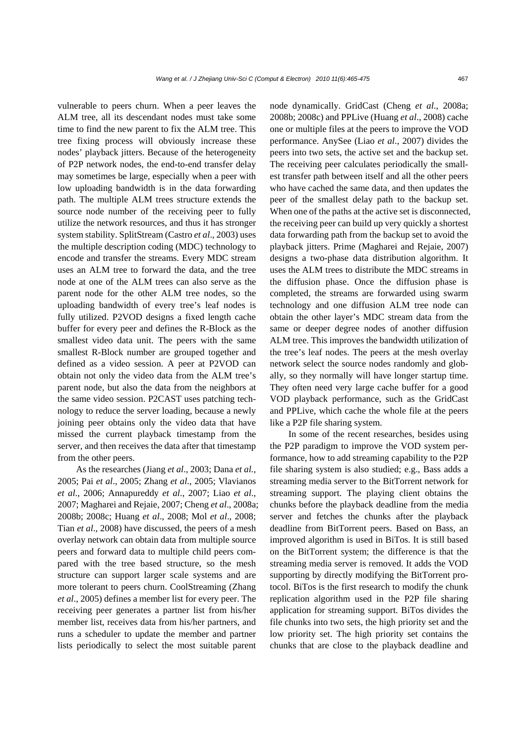vulnerable to peers churn. When a peer leaves the ALM tree, all its descendant nodes must take some time to find the new parent to fix the ALM tree. This tree fixing process will obviously increase these nodes' playback jitters. Because of the heterogeneity of P2P network nodes, the end-to-end transfer delay may sometimes be large, especially when a peer with low uploading bandwidth is in the data forwarding path. The multiple ALM trees structure extends the source node number of the receiving peer to fully utilize the network resources, and thus it has stronger system stability. SplitStream (Castro *et al*., 2003) uses the multiple description coding (MDC) technology to encode and transfer the streams. Every MDC stream uses an ALM tree to forward the data, and the tree node at one of the ALM trees can also serve as the parent node for the other ALM tree nodes, so the uploading bandwidth of every tree's leaf nodes is fully utilized. P2VOD designs a fixed length cache buffer for every peer and defines the R-Block as the smallest video data unit. The peers with the same smallest R-Block number are grouped together and defined as a video session. A peer at P2VOD can obtain not only the video data from the ALM tree's parent node, but also the data from the neighbors at the same video session. P2CAST uses patching technology to reduce the server loading, because a newly joining peer obtains only the video data that have missed the current playback timestamp from the server, and then receives the data after that timestamp from the other peers.

As the researches (Jiang *et al*., 2003; Dana *et al.*, 2005; Pai *et al*., 2005; Zhang *et al*., 2005; Vlavianos *et al*., 2006; Annapureddy *et al*., 2007; Liao *et al*., 2007; Magharei and Rejaie, 2007; Cheng *et al*., 2008a; 2008b; 2008c; Huang *et al*., 2008; Mol *et al*., 2008; Tian *et al*., 2008) have discussed, the peers of a mesh overlay network can obtain data from multiple source peers and forward data to multiple child peers compared with the tree based structure, so the mesh structure can support larger scale systems and are more tolerant to peers churn. CoolStreaming (Zhang *et al*., 2005) defines a member list for every peer. The receiving peer generates a partner list from his/her member list, receives data from his/her partners, and runs a scheduler to update the member and partner lists periodically to select the most suitable parent node dynamically. GridCast (Cheng *et al*., 2008a; 2008b; 2008c) and PPLive (Huang *et al*., 2008) cache one or multiple files at the peers to improve the VOD performance. AnySee (Liao *et al*., 2007) divides the peers into two sets, the active set and the backup set. The receiving peer calculates periodically the smallest transfer path between itself and all the other peers who have cached the same data, and then updates the peer of the smallest delay path to the backup set. When one of the paths at the active set is disconnected, the receiving peer can build up very quickly a shortest data forwarding path from the backup set to avoid the playback jitters. Prime (Magharei and Rejaie, 2007) designs a two-phase data distribution algorithm. It uses the ALM trees to distribute the MDC streams in the diffusion phase. Once the diffusion phase is completed, the streams are forwarded using swarm technology and one diffusion ALM tree node can obtain the other layer's MDC stream data from the same or deeper degree nodes of another diffusion ALM tree. This improves the bandwidth utilization of the tree's leaf nodes. The peers at the mesh overlay network select the source nodes randomly and globally, so they normally will have longer startup time. They often need very large cache buffer for a good VOD playback performance, such as the GridCast and PPLive, which cache the whole file at the peers like a P2P file sharing system.

In some of the recent researches, besides using the P2P paradigm to improve the VOD system performance, how to add streaming capability to the P2P file sharing system is also studied; e.g., Bass adds a streaming media server to the BitTorrent network for streaming support. The playing client obtains the chunks before the playback deadline from the media server and fetches the chunks after the playback deadline from BitTorrent peers. Based on Bass, an improved algorithm is used in BiTos. It is still based on the BitTorrent system; the difference is that the streaming media server is removed. It adds the VOD supporting by directly modifying the BitTorrent protocol. BiTos is the first research to modify the chunk replication algorithm used in the P2P file sharing application for streaming support. BiTos divides the file chunks into two sets, the high priority set and the low priority set. The high priority set contains the chunks that are close to the playback deadline and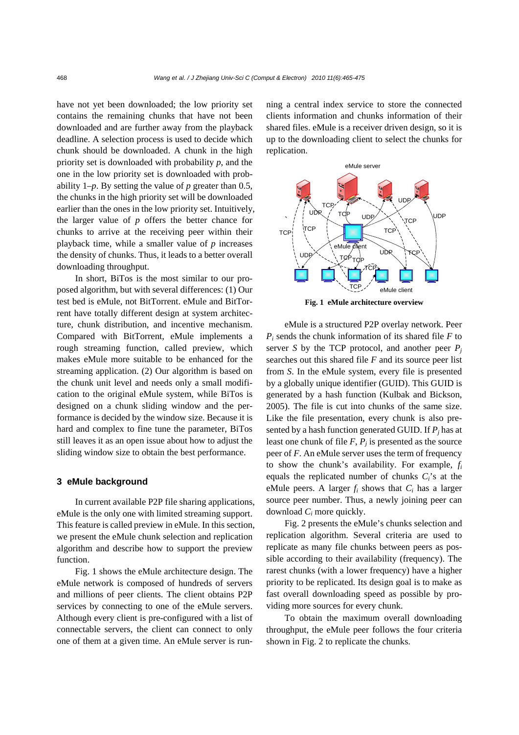have not yet been downloaded; the low priority set contains the remaining chunks that have not been downloaded and are further away from the playback deadline. A selection process is used to decide which chunk should be downloaded. A chunk in the high priority set is downloaded with probability $p$, and the one in the low priority set is downloaded with probability $1–p$. By setting the value of $p$ greater than 0.5, the chunks in the high priority set will be downloaded earlier than the ones in the low priority set. Intuitively, the larger value of $p$ offers the better chance for chunks to arrive at the receiving peer within their playback time, while a smaller value of $p$ increases the density of chunks. Thus, it leads to a better overall downloading throughput.

In short, BiTos is the most similar to our proposed algorithm, but with several differences: (1) Our test bed is eMule, not BitTorrent. eMule and BitTorrent have totally different design at system architecture, chunk distribution, and incentive mechanism. Compared with BitTorrent, eMule implements a rough streaming function, called preview, which makes eMule more suitable to be enhanced for the streaming application. (2) Our algorithm is based on the chunk unit level and needs only a small modification to the original eMule system, while BiTos is designed on a chunk sliding window and the performance is decided by the window size. Because it is hard and complex to fine tune the parameter, BiTos still leaves it as an open issue about how to adjust the sliding window size to obtain the best performance.

## 3 eMule background

In current available P2P file sharing applications, eMule is the only one with limited streaming support. This feature is called preview in eMule. In this section, we present the eMule chunk selection and replication algorithm and describe how to support the preview function.

Fig. 1 shows the eMule architecture design. The eMule network is composed of hundreds of servers and millions of peer clients. The client obtains P2P services by connecting to one of the eMule servers. Although every client is pre-configured with a list of connectable servers, the client can connect to only one of them at a given time. An eMule server is running a central index service to store the connected clients information and chunks information of their shared files. eMule is a receiver driven design, so it is up to the downloading client to select the chunks for replication.

**Fig. 1 eMule architecture overview**

eMule is a structured P2P overlay network. Peer $P_i$ sends the chunk information of its shared file $F$ to server $S$ by the TCP protocol, and another peer $P_j$ searches out this shared file $F$ and its source peer list from $S$. In the eMule system, every file is presented by a globally unique identifier (GUID). This GUID is generated by a hash function (Kulbak and Bickson, 2005). The file is cut into chunks of the same size. Like the file presentation, every chunk is also presented by a hash function generated GUID. If $P_j$ has at least one chunk of file $F$, $P_j$ is presented as the source peer of $F$. An eMule server uses the term of frequency to show the chunk's availability. For example, $f_i$ equals the replicated number of chunks $C_i$'s at the eMule peers. A larger $f_i$ shows that $C_i$ has a larger source peer number. Thus, a newly joining peer can download $C_i$ more quickly.

Fig. 2 presents the eMule's chunks selection and replication algorithm. Several criteria are used to replicate as many file chunks between peers as possible according to their availability (frequency). The rarest chunks (with a lower frequency) have a higher priority to be replicated. Its design goal is to make as fast overall downloading speed as possible by providing more sources for every chunk.

To obtain the maximum overall downloading throughput, the eMule peer follows the four criteria shown in Fig. 2 to replicate the chunks.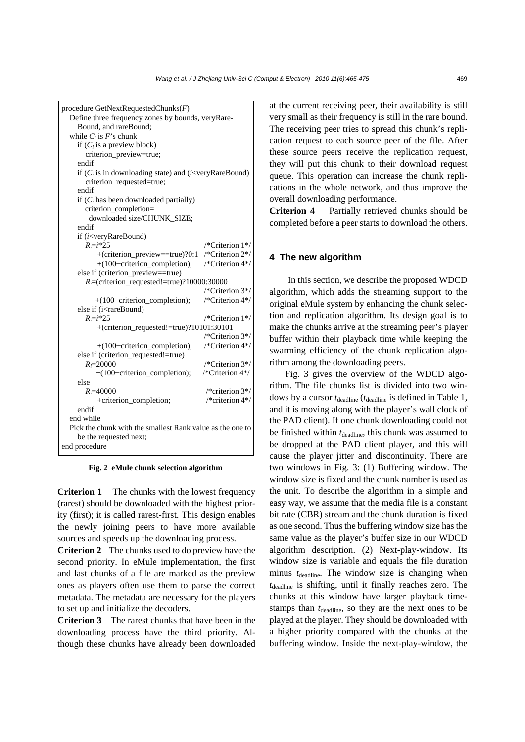```
procedure GetNextRequestedChunks(F)
  Define three frequency zones by bounds, veryRare-
    Bound, and rareBound;
  while Ci is F's chunk
    if (Ci is a preview block)
      criterion_preview=true;
    endif
    if (Ci is in downloading state) and (i<veryRareBound)
      criterion_requested=true;
    endif
    if (Ci has been downloaded partially)
      criterion_completion=
        downloaded size/CHUNK_SIZE;
    endif
    if (i<veryRareBound)
      Ri=i*25                                   /*Criterion 1*/
        +(criterion_preview==true)?0:1          /*Criterion 2*/
        +(100−criterion_completion);            /*Criterion 4*/
    else if (criterion_preview==true)
      Ri=(criterion_requested!=true)?10000:30000
                                                /*Criterion 3*/
        +(100−criterion_completion);            /*Criterion 4*/
    else if (i<rareBound)
      Ri=i*25                                   /*Criterion 1*/
        +(criterion_requested!=true)?10101:30101
                                                /*Criterion 3*/
        +(100−criterion_completion);            /*Criterion 4*/
    else if (criterion_requested!=true)
      Ri=20000                                  /*Criterion 3*/
        +(100−criterion_completion);            /*Criterion 4*/
    else
      Ri=40000                                  /*criterion 3*/
        +criterion_completion;                  /*criterion 4*/
    endif
  end while
  Pick the chunk with the smallest Rank value as the one to
    be the requested next;
end procedure
```

**Fig. 2 eMule chunk selection algorithm**

**Criterion 1** The chunks with the lowest frequency (rarest) should be downloaded with the highest priority (first); it is called rarest-first. This design enables the newly joining peers to have more available sources and speeds up the downloading process.

**Criterion 2** The chunks used to do preview have the second priority. In eMule implementation, the first and last chunks of a file are marked as the preview ones as players often use them to parse the correct metadata. The metadata are necessary for the players to set up and initialize the decoders.

**Criterion 3** The rarest chunks that have been in the downloading process have the third priority. Although these chunks have already been downloaded at the current receiving peer, their availability is still very small as their frequency is still in the rare bound. The receiving peer tries to spread this chunk's replication request to each source peer of the file. After these source peers receive the replication request, they will put this chunk to their download request queue. This operation can increase the chunk replications in the whole network, and thus improve the overall downloading performance.

**Criterion 4** Partially retrieved chunks should be completed before a peer starts to download the others.

## 4 The new algorithm

In this section, we describe the proposed WDCD algorithm, which adds the streaming support to the original eMule system by enhancing the chunk selection and replication algorithm. Its design goal is to make the chunks arrive at the streaming peer's player buffer within their playback time while keeping the swarming efficiency of the chunk replication algorithm among the downloading peers.

Fig. 3 gives the overview of the WDCD algorithm. The file chunks list is divided into two windows by a cursor $t_{\text{deadline}}$ ($t_{\text{deadline}}$ is defined in Table 1, and it is moving along with the player's wall clock of the PAD client). If one chunk downloading could not be finished within $t_{\text{deadline}}$, this chunk was assumed to be dropped at the PAD client player, and this will cause the player jitter and discontinuity. There are two windows in Fig. 3: (1) Buffering window. The window size is fixed and the chunk number is used as the unit. To describe the algorithm in a simple and easy way, we assume that the media file is a constant bit rate (CBR) stream and the chunk duration is fixed as one second. Thus the buffering window size has the same value as the player's buffer size in our WDCD algorithm description. (2) Next-play-window. Its window size is variable and equals the file duration minus $t_{\text{deadline}}$. The window size is changing when $t_{\text{deadline}}$ is shifting, until it finally reaches zero. The chunks at this window have larger playback timestamps than $t_{\text{deadline}}$, so they are the next ones to be played at the player. They should be downloaded with a higher priority compared with the chunks at the buffering window. Inside the next-play-window, the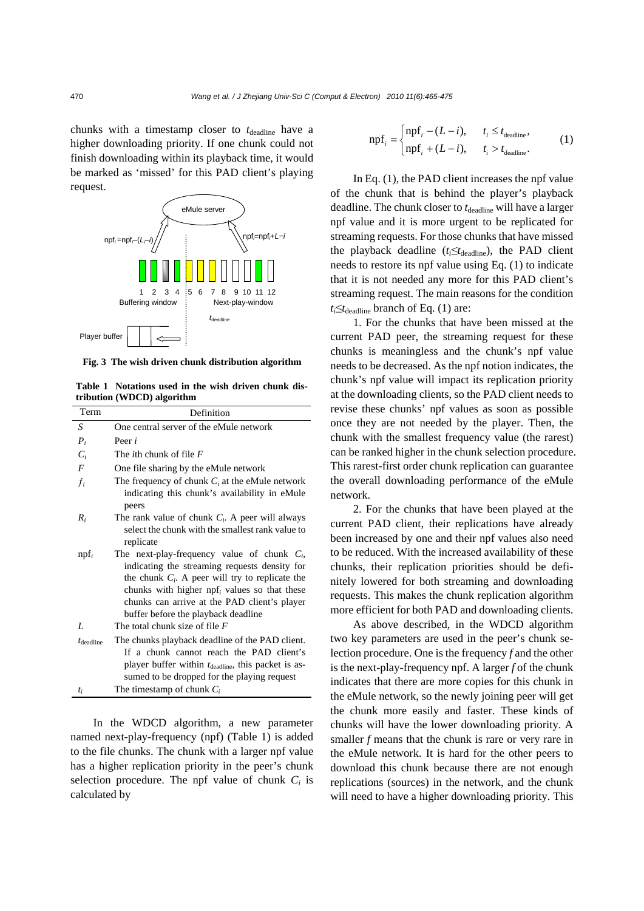chunks with a timestamp closer to $t_{\text{deadline}}$ have a higher downloading priority. If one chunk could not finish downloading within its playback time, it would be marked as 'missed' for this PAD client's playing request.

eMule server

$\text{npf}_i=\text{npf}_i-(L_i-i)$

$\text{npf}_i=\text{npf}_i+L-i$

1 2 3 4 5 6 7 8 9 10 11 12

Buffering window

Next-play-window

$t_{\text{deadline}}$

Player buffer

**Fig. 3 The wish driven chunk distribution algorithm**

**Table 1 Notations used in the wish driven chunk distribution (WDCD) algorithm**

| Term | Definition |
|---|---|
| $S$ | One central server of the eMule network |
| $P_i$ | Peer $i$ |
| $C_i$ | The $i$th chunk of file $F$ |
| $F$ | One file sharing by the eMule network |
| $f_i$ | The frequency of chunk $C_i$ at the eMule network indicating this chunk's availability in eMule peers |
| $R_i$ | The rank value of chunk $C_i$. A peer will always select the chunk with the smallest rank value to replicate |
| $\text{npf}_i$ | The next-play-frequency value of chunk $C_i$, indicating the streaming requests density for the chunk $C_i$. A peer will try to replicate the chunks with higher $\text{npf}_i$ values so that these chunks can arrive at the PAD client's player buffer before the playback deadline |
| $L$ | The total chunk size of file $F$ |
| $t_{\text{deadline}}$ | The chunks playback deadline of the PAD client. If a chunk cannot reach the PAD client's player buffer within $t_{\text{deadline}}$, this packet is assumed to be dropped for the playing request |
| $t_i$ | The timestamp of chunk $C_i$ |

In the WDCD algorithm, a new parameter named next-play-frequency (npf) (Table 1) is added to the file chunks. The chunk with a larger npf value has a higher replication priority in the peer's chunk selection procedure. The npf value of chunk $C_i$ is calculated by

$$\text{npf}_i = \begin{cases} \text{npf}_i - (L-i), & t_i \le t_{\text{deadline}}, \\ \text{npf}_i + (L-i), & t_i > t_{\text{deadline}}. \end{cases} \quad (1)$$

In Eq. (1), the PAD client increases the npf value of the chunk that is behind the player's playback deadline. The chunk closer to $t_{\text{deadline}}$ will have a larger npf value and it is more urgent to be replicated for streaming requests. For those chunks that have missed the playback deadline ($t_i \le t_{\text{deadline}}$), the PAD client needs to restore its npf value using Eq. (1) to indicate that it is not needed any more for this PAD client's streaming request. The main reasons for the condition $t_i \le t_{\text{deadline}}$ branch of Eq. (1) are:

1. For the chunks that have been missed at the current PAD peer, the streaming request for these chunks is meaningless and the chunk's npf value needs to be decreased. As the npf notion indicates, the chunk's npf value will impact its replication priority at the downloading clients, so the PAD client needs to revise these chunks' npf values as soon as possible once they are not needed by the player. Then, the chunk with the smallest frequency value (the rarest) can be ranked higher in the chunk selection procedure. This rarest-first order chunk replication can guarantee the overall downloading performance of the eMule network.

2. For the chunks that have been played at the current PAD client, their replications have already been increased by one and their npf values also need to be reduced. With the increased availability of these chunks, their replication priorities should be definitely lowered for both streaming and downloading requests. This makes the chunk replication algorithm more efficient for both PAD and downloading clients.

As above described, in the WDCD algorithm two key parameters are used in the peer's chunk selection procedure. One is the frequency $f$ and the other is the next-play-frequency npf. A larger $f$ of the chunk indicates that there are more copies for this chunk in the eMule network, so the newly joining peer will get the chunk more easily and faster. These kinds of chunks will have the lower downloading priority. A smaller $f$ means that the chunk is rare or very rare in the eMule network. It is hard for the other peers to download this chunk because there are not enough replications (sources) in the network, and the chunk will need to have a higher downloading priority. This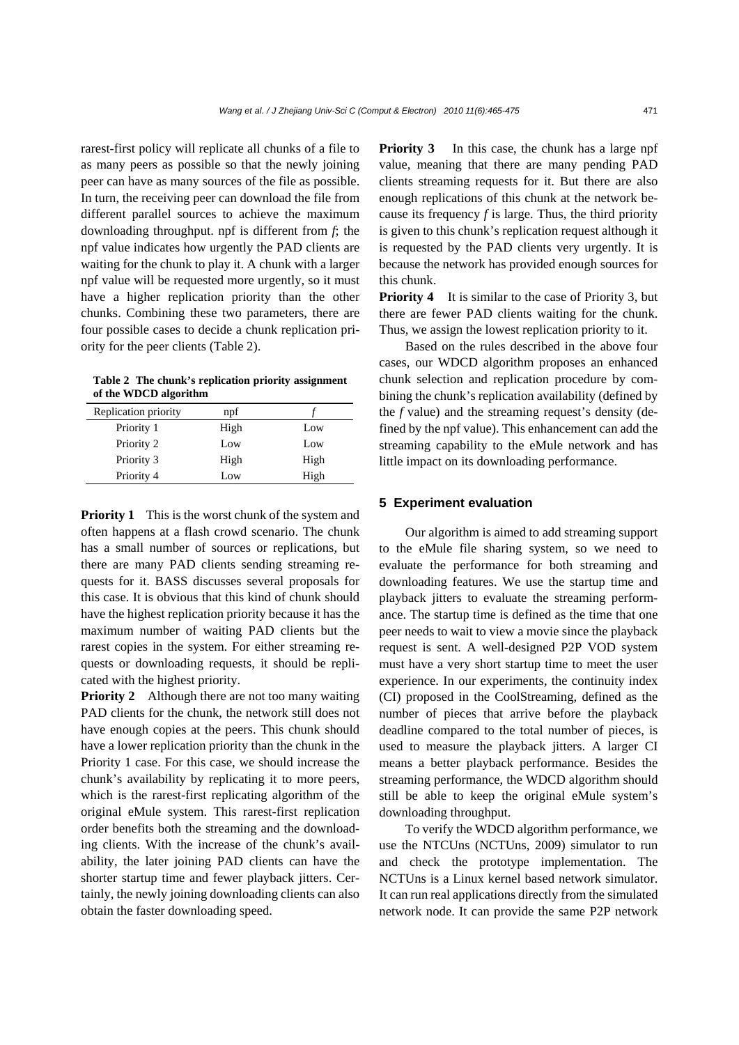rarest-first policy will replicate all chunks of a file to as many peers as possible so that the newly joining peer can have as many sources of the file as possible. In turn, the receiving peer can download the file from different parallel sources to achieve the maximum downloading throughput. npf is different from *f*; the npf value indicates how urgently the PAD clients are waiting for the chunk to play it. A chunk with a larger npf value will be requested more urgently, so it must have a higher replication priority than the other chunks. Combining these two parameters, there are four possible cases to decide a chunk replication priority for the peer clients (Table 2).

**Table 2 The chunk's replication priority assignment of the WDCD algorithm**

| Replication priority | npf | *f* |
|---|---|---|
| Priority 1 | High | Low |
| Priority 2 | Low | Low |
| Priority 3 | High | High |
| Priority 4 | Low | High |

**Priority 1** This is the worst chunk of the system and often happens at a flash crowd scenario. The chunk has a small number of sources or replications, but there are many PAD clients sending streaming requests for it. BASS discusses several proposals for this case. It is obvious that this kind of chunk should have the highest replication priority because it has the maximum number of waiting PAD clients but the rarest copies in the system. For either streaming requests or downloading requests, it should be replicated with the highest priority.

**Priority 2** Although there are not too many waiting PAD clients for the chunk, the network still does not have enough copies at the peers. This chunk should have a lower replication priority than the chunk in the Priority 1 case. For this case, we should increase the chunk's availability by replicating it to more peers, which is the rarest-first replicating algorithm of the original eMule system. This rarest-first replication order benefits both the streaming and the downloading clients. With the increase of the chunk's availability, the later joining PAD clients can have the shorter startup time and fewer playback jitters. Certainly, the newly joining downloading clients can also obtain the faster downloading speed.

**Priority 3** In this case, the chunk has a large npf value, meaning that there are many pending PAD clients streaming requests for it. But there are also enough replications of this chunk at the network because its frequency *f* is large. Thus, the third priority is given to this chunk's replication request although it is requested by the PAD clients very urgently. It is because the network has provided enough sources for this chunk.

**Priority 4** It is similar to the case of Priority 3, but there are fewer PAD clients waiting for the chunk. Thus, we assign the lowest replication priority to it.

Based on the rules described in the above four cases, our WDCD algorithm proposes an enhanced chunk selection and replication procedure by combining the chunk's replication availability (defined by the *f* value) and the streaming request's density (defined by the npf value). This enhancement can add the streaming capability to the eMule network and has little impact on its downloading performance.

## 5 Experiment evaluation

Our algorithm is aimed to add streaming support to the eMule file sharing system, so we need to evaluate the performance for both streaming and downloading features. We use the startup time and playback jitters to evaluate the streaming performance. The startup time is defined as the time that one peer needs to wait to view a movie since the playback request is sent. A well-designed P2P VOD system must have a very short startup time to meet the user experience. In our experiments, the continuity index (CI) proposed in the CoolStreaming, defined as the number of pieces that arrive before the playback deadline compared to the total number of pieces, is used to measure the playback jitters. A larger CI means a better playback performance. Besides the streaming performance, the WDCD algorithm should still be able to keep the original eMule system's downloading throughput.

To verify the WDCD algorithm performance, we use the NTCUns (NCTUns, 2009) simulator to run and check the prototype implementation. The NCTUns is a Linux kernel based network simulator. It can run real applications directly from the simulated network node. It can provide the same P2P network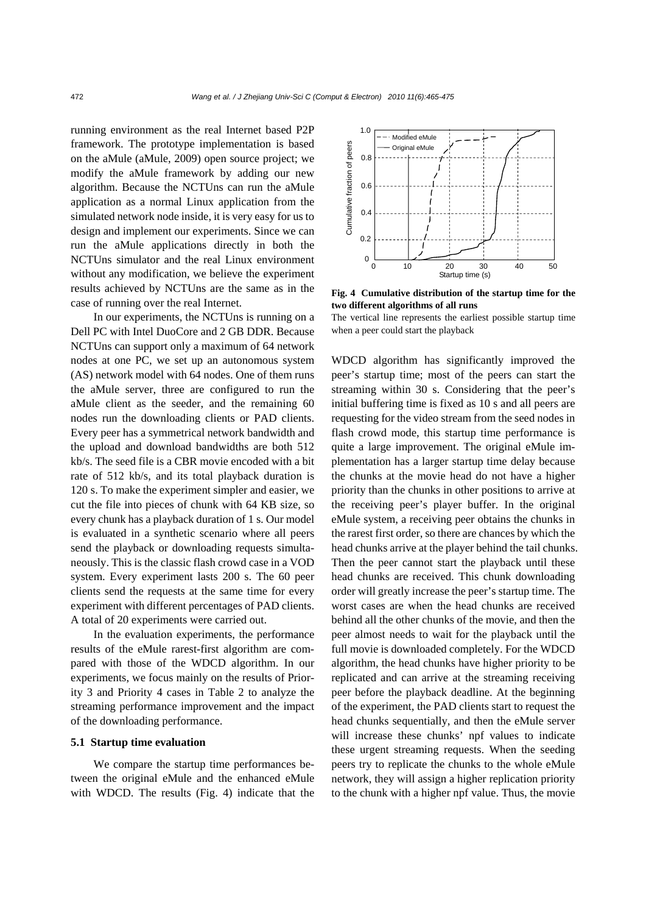running environment as the real Internet based P2P framework. The prototype implementation is based on the aMule (aMule, 2009) open source project; we modify the aMule framework by adding our new algorithm. Because the NCTUns can run the aMule application as a normal Linux application from the simulated network node inside, it is very easy for us to design and implement our experiments. Since we can run the aMule applications directly in both the NCTUns simulator and the real Linux environment without any modification, we believe the experiment results achieved by NCTUns are the same as in the case of running over the real Internet.

In our experiments, the NCTUns is running on a Dell PC with Intel DuoCore and 2 GB DDR. Because NCTUns can support only a maximum of 64 network nodes at one PC, we set up an autonomous system (AS) network model with 64 nodes. One of them runs the aMule server, three are configured to run the aMule client as the seeder, and the remaining 60 nodes run the downloading clients or PAD clients. Every peer has a symmetrical network bandwidth and the upload and download bandwidths are both 512 kb/s. The seed file is a CBR movie encoded with a bit rate of 512 kb/s, and its total playback duration is 120 s. To make the experiment simpler and easier, we cut the file into pieces of chunk with 64 KB size, so every chunk has a playback duration of 1 s. Our model is evaluated in a synthetic scenario where all peers send the playback or downloading requests simultaneously. This is the classic flash crowd case in a VOD system. Every experiment lasts 200 s. The 60 peer clients send the requests at the same time for every experiment with different percentages of PAD clients. A total of 20 experiments were carried out.

In the evaluation experiments, the performance results of the eMule rarest-first algorithm are compared with those of the WDCD algorithm. In our experiments, we focus mainly on the results of Priority 3 and Priority 4 cases in Table 2 to analyze the streaming performance improvement and the impact of the downloading performance.

### 5.1 Startup time evaluation

We compare the startup time performances between the original eMule and the enhanced eMule with WDCD. The results (Fig. 4) indicate that the WDCD algorithm has significantly improved the peer's startup time; most of the peers can start the streaming within 30 s. Considering that the peer's initial buffering time is fixed as 10 s and all peers are requesting for the video stream from the seed nodes in flash crowd mode, this startup time performance is quite a large improvement. The original eMule implementation has a larger startup time delay because the chunks at the movie head do not have a higher priority than the chunks in other positions to arrive at the receiving peer's player buffer. In the original eMule system, a receiving peer obtains the chunks in the rarest first order, so there are chances by which the head chunks arrive at the player behind the tail chunks. Then the peer cannot start the playback until these head chunks are received. This chunk downloading order will greatly increase the peer's startup time. The worst cases are when the head chunks are received behind all the other chunks of the movie, and then the peer almost needs to wait for the playback until the full movie is downloaded completely. For the WDCD algorithm, the head chunks have higher priority to be replicated and can arrive at the streaming receiving peer before the playback deadline. At the beginning of the experiment, the PAD clients start to request the head chunks sequentially, and then the eMule server will increase these chunks' npf values to indicate these urgent streaming requests. When the seeding peers try to replicate the chunks to the whole eMule network, they will assign a higher replication priority to the chunk with a higher npf value. Thus, the movie

**Fig. 4 Cumulative distribution of the startup time for the two different algorithms of all runs**

The vertical line represents the earliest possible startup time when a peer could start the playback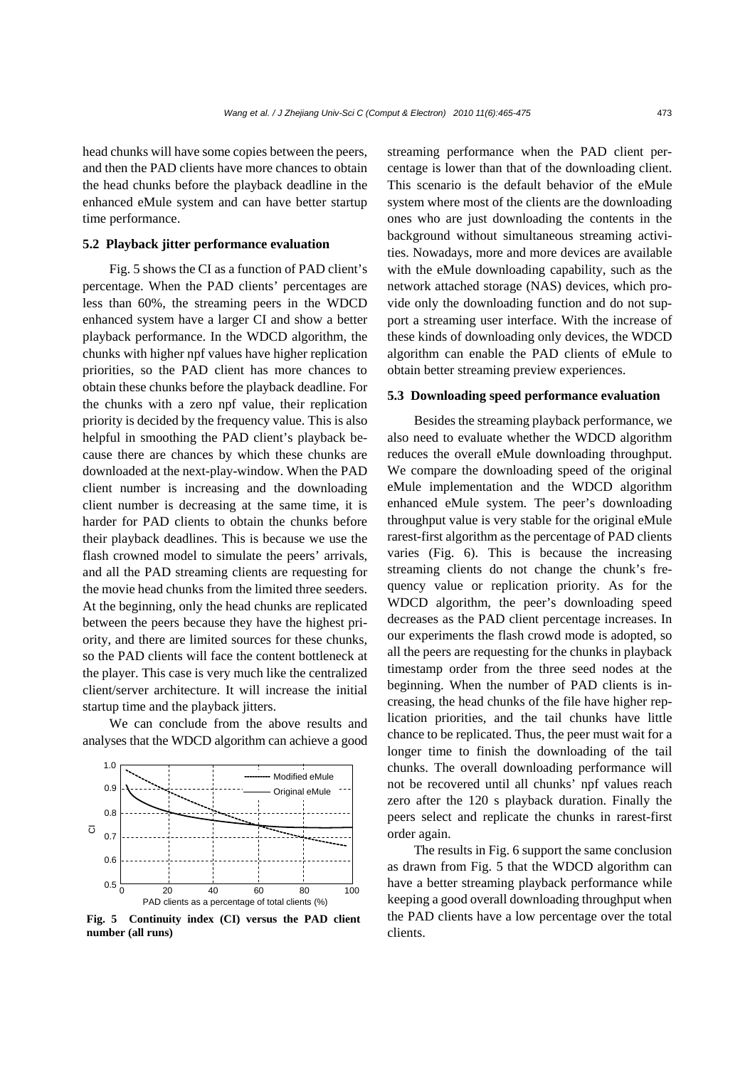head chunks will have some copies between the peers, and then the PAD clients have more chances to obtain the head chunks before the playback deadline in the enhanced eMule system and can have better startup time performance.

### 5.2 Playback jitter performance evaluation

Fig. 5 shows the CI as a function of PAD client's percentage. When the PAD clients' percentages are less than 60%, the streaming peers in the WDCD enhanced system have a larger CI and show a better playback performance. In the WDCD algorithm, the chunks with higher npf values have higher replication priorities, so the PAD client has more chances to obtain these chunks before the playback deadline. For the chunks with a zero npf value, their replication priority is decided by the frequency value. This is also helpful in smoothing the PAD client's playback because there are chances by which these chunks are downloaded at the next-play-window. When the PAD client number is increasing and the downloading client number is decreasing at the same time, it is harder for PAD clients to obtain the chunks before their playback deadlines. This is because we use the flash crowned model to simulate the peers' arrivals, and all the PAD streaming clients are requesting for the movie head chunks from the limited three seeders. At the beginning, only the head chunks are replicated between the peers because they have the highest priority, and there are limited sources for these chunks, so the PAD clients will face the content bottleneck at the player. This case is very much like the centralized client/server architecture. It will increase the initial startup time and the playback jitters.

We can conclude from the above results and analyses that the WDCD algorithm can achieve a good streaming performance when the PAD client percentage is lower than that of the downloading client. This scenario is the default behavior of the eMule system where most of the clients are the downloading ones who are just downloading the contents in the background without simultaneous streaming activities. Nowadays, more and more devices are available with the eMule downloading capability, such as the network attached storage (NAS) devices, which provide only the downloading function and do not support a streaming user interface. With the increase of these kinds of downloading only devices, the WDCD algorithm can enable the PAD clients of eMule to obtain better streaming preview experiences.

**Fig. 5 Continuity index (CI) versus the PAD client number (all runs)**

### 5.3 Downloading speed performance evaluation

Besides the streaming playback performance, we also need to evaluate whether the WDCD algorithm reduces the overall eMule downloading throughput. We compare the downloading speed of the original eMule implementation and the WDCD algorithm enhanced eMule system. The peer's downloading throughput value is very stable for the original eMule rarest-first algorithm as the percentage of PAD clients varies (Fig. 6). This is because the increasing streaming clients do not change the chunk's frequency value or replication priority. As for the WDCD algorithm, the peer's downloading speed decreases as the PAD client percentage increases. In our experiments the flash crowd mode is adopted, so all the peers are requesting for the chunks in playback timestamp order from the three seed nodes at the beginning. When the number of PAD clients is increasing, the head chunks of the file have higher replication priorities, and the tail chunks have little chance to be replicated. Thus, the peer must wait for a longer time to finish the downloading of the tail chunks. The overall downloading performance will not be recovered until all chunks' npf values reach zero after the 120 s playback duration. Finally the peers select and replicate the chunks in rarest-first order again.

The results in Fig. 6 support the same conclusion as drawn from Fig. 5 that the WDCD algorithm can have a better streaming playback performance while keeping a good overall downloading throughput when the PAD clients have a low percentage over the total clients.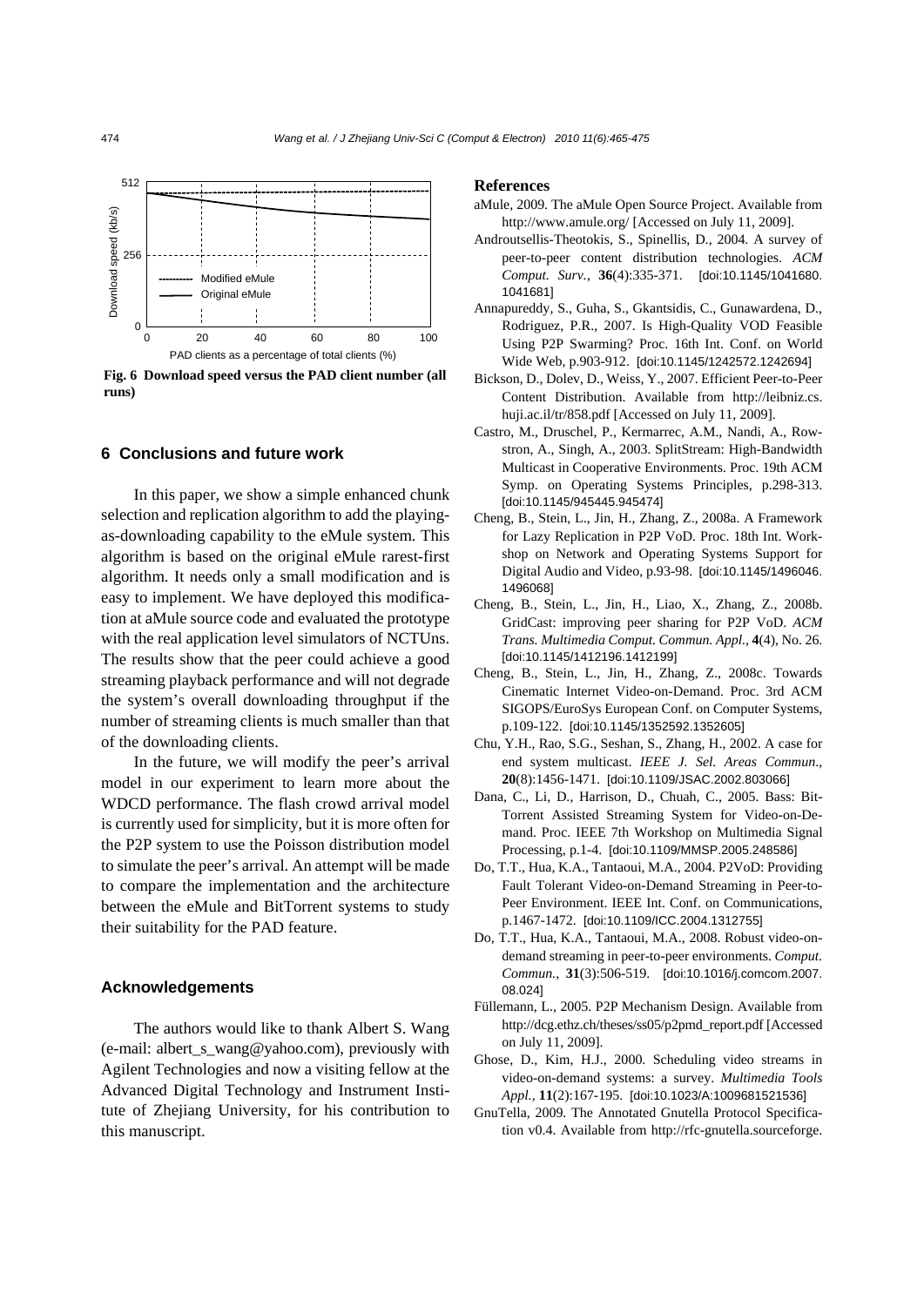Fig. 6 Download speed versus the PAD client number (all runs)

## 6 Conclusions and future work

In this paper, we show a simple enhanced chunk selection and replication algorithm to add the playing-as-downloading capability to the eMule system. This algorithm is based on the original eMule rarest-first algorithm. It needs only a small modification and is easy to implement. We have deployed this modification at aMule source code and evaluated the prototype with the real application level simulators of NCTUns. The results show that the peer could achieve a good streaming playback performance and will not degrade the system's overall downloading throughput if the number of streaming clients is much smaller than that of the downloading clients.

In the future, we will modify the peer's arrival model in our experiment to learn more about the WDCD performance. The flash crowd arrival model is currently used for simplicity, but it is more often for the P2P system to use the Poisson distribution model to simulate the peer's arrival. An attempt will be made to compare the implementation and the architecture between the eMule and BitTorrent systems to study their suitability for the PAD feature.

## Acknowledgements

The authors would like to thank Albert S. Wang (e-mail: albert_s_wang@yahoo.com), previously with Agilent Technologies and now a visiting fellow at the Advanced Digital Technology and Instrument Institute of Zhejiang University, for his contribution to this manuscript.

## References

aMule, 2009. The aMule Open Source Project. Available from http://www.amule.org/ [Accessed on July 11, 2009].

Androutsellis-Theotokis, S., Spinellis, D., 2004. A survey of peer-to-peer content distribution technologies. *ACM Comput. Surv.*, **36**(4):335-371. [doi:10.1145/1041680.1041681]

Annapureddy, S., Guha, S., Gkantsidis, C., Gunawardena, D., Rodriguez, P.R., 2007. Is High-Quality VOD Feasible Using P2P Swarming? Proc. 16th Int. Conf. on World Wide Web, p.903-912. [doi:10.1145/1242572.1242694]

Bickson, D., Dolev, D., Weiss, Y., 2007. Efficient Peer-to-Peer Content Distribution. Available from http://leibniz.cs.huji.ac.il/tr/858.pdf [Accessed on July 11, 2009].

Castro, M., Druschel, P., Kermarrec, A.M., Nandi, A., Rowstron, A., Singh, A., 2003. SplitStream: High-Bandwidth Multicast in Cooperative Environments. Proc. 19th ACM Symp. on Operating Systems Principles, p.298-313. [doi:10.1145/945445.945474]

Cheng, B., Stein, L., Jin, H., Zhang, Z., 2008a. A Framework for Lazy Replication in P2P VoD. Proc. 18th Int. Workshop on Network and Operating Systems Support for Digital Audio and Video, p.93-98. [doi:10.1145/1496046.1496068]

Cheng, B., Stein, L., Jin, H., Liao, X., Zhang, Z., 2008b. GridCast: improving peer sharing for P2P VoD. *ACM Trans. Multimedia Comput. Commun. Appl.*, **4**(4), No. 26. [doi:10.1145/1412196.1412199]

Cheng, B., Stein, L., Jin, H., Zhang, Z., 2008c. Towards Cinematic Internet Video-on-Demand. Proc. 3rd ACM SIGOPS/EuroSys European Conf. on Computer Systems, p.109-122. [doi:10.1145/1352592.1352605]

Chu, Y.H., Rao, S.G., Seshan, S., Zhang, H., 2002. A case for end system multicast. *IEEE J. Sel. Areas Commun.*, **20**(8):1456-1471. [doi:10.1109/JSAC.2002.803066]

Dana, C., Li, D., Harrison, D., Chuah, C., 2005. Bass: BitTorrent Assisted Streaming System for Video-on-Demand. Proc. IEEE 7th Workshop on Multimedia Signal Processing, p.1-4. [doi:10.1109/MMSP.2005.248586]

Do, T.T., Hua, K.A., Tantaoui, M.A., 2004. P2VoD: Providing Fault Tolerant Video-on-Demand Streaming in Peer-to-Peer Environment. IEEE Int. Conf. on Communications, p.1467-1472. [doi:10.1109/ICC.2004.1312755]

Do, T.T., Hua, K.A., Tantaoui, M.A., 2008. Robust video-on-demand streaming in peer-to-peer environments. *Comput. Commun.*, **31**(3):506-519. [doi:10.1016/j.comcom.2007.08.024]

Füllemann, L., 2005. P2P Mechanism Design. Available from http://dcg.ethz.ch/theses/ss05/p2pmd_report.pdf [Accessed on July 11, 2009].

Ghose, D., Kim, H.J., 2000. Scheduling video streams in video-on-demand systems: a survey. *Multimedia Tools Appl.*, **11**(2):167-195. [doi:10.1023/A:1009681521536]

GnuTella, 2009. The Annotated Gnutella Protocol Specification v0.4. Available from http://rfc-gnutella.sourceforge.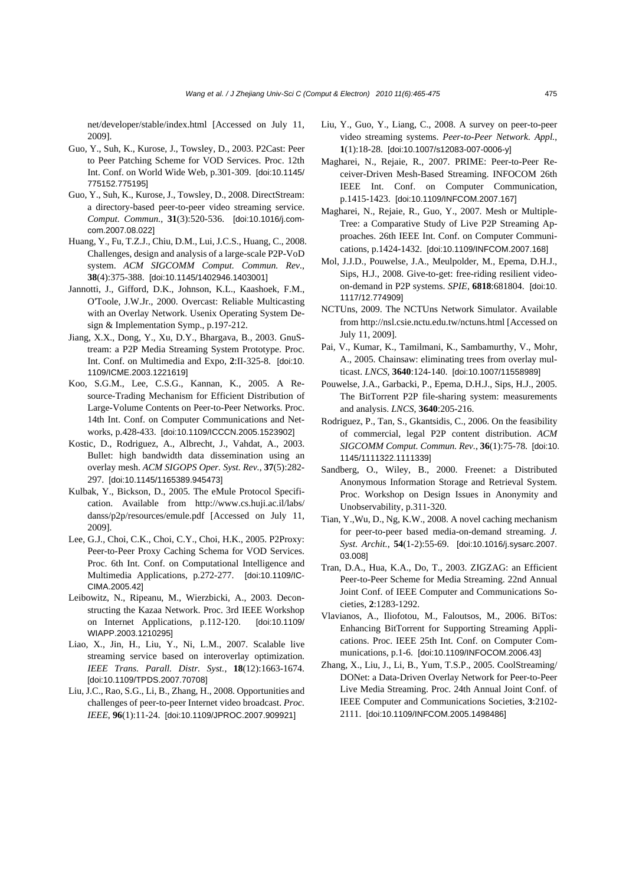net/developer/stable/index.html [Accessed on July 11, 2009].

Guo, Y., Suh, K., Kurose, J., Towsley, D., 2003. P2Cast: Peer to Peer Patching Scheme for VOD Services. Proc. 12th Int. Conf. on World Wide Web, p.301-309. [doi:10.1145/775152.775195]

Guo, Y., Suh, K., Kurose, J., Towsley, D., 2008. DirectStream: a directory-based peer-to-peer video streaming service. *Comput. Commun.*, **31**(3):520-536. [doi:10.1016/j.comcom.2007.08.022]

Huang, Y., Fu, T.Z.J., Chiu, D.M., Lui, J.C.S., Huang, C., 2008. Challenges, design and analysis of a large-scale P2P-VoD system. *ACM SIGCOMM Comput. Commun. Rev.*, **38**(4):375-388. [doi:10.1145/1402946.1403001]

Jannotti, J., Gifford, D.K., Johnson, K.L., Kaashoek, F.M., O'Toole, J.W.Jr., 2000. Overcast: Reliable Multicasting with an Overlay Network. Usenix Operating System Design & Implementation Symp., p.197-212.

Jiang, X.X., Dong, Y., Xu, D.Y., Bhargava, B., 2003. GnuStream: a P2P Media Streaming System Prototype. Proc. Int. Conf. on Multimedia and Expo, **2**:II-325-8. [doi:10.1109/ICME.2003.1221619]

Koo, S.G.M., Lee, C.S.G., Kannan, K., 2005. A Resource-Trading Mechanism for Efficient Distribution of Large-Volume Contents on Peer-to-Peer Networks. Proc. 14th Int. Conf. on Computer Communications and Networks, p.428-433. [doi:10.1109/ICCCN.2005.1523902]

Kostic, D., Rodriguez, A., Albrecht, J., Vahdat, A., 2003. Bullet: high bandwidth data dissemination using an overlay mesh. *ACM SIGOPS Oper. Syst. Rev.*, **37**(5):282-297. [doi:10.1145/1165389.945473]

Kulbak, Y., Bickson, D., 2005. The eMule Protocol Specification. Available from http://www.cs.huji.ac.il/labs/danss/p2p/resources/emule.pdf [Accessed on July 11, 2009].

Lee, G.J., Choi, C.K., Choi, C.Y., Choi, H.K., 2005. P2Proxy: Peer-to-Peer Proxy Caching Schema for VOD Services. Proc. 6th Int. Conf. on Computational Intelligence and Multimedia Applications, p.272-277. [doi:10.1109/ICCIMA.2005.42]

Leibowitz, N., Ripeanu, M., Wierzbicki, A., 2003. Deconstructing the Kazaa Network. Proc. 3rd IEEE Workshop on Internet Applications, p.112-120. [doi:10.1109/WIAPP.2003.1210295]

Liao, X., Jin, H., Liu, Y., Ni, L.M., 2007. Scalable live streaming service based on interoverlay optimization. *IEEE Trans. Parall. Distr. Syst.*, **18**(12):1663-1674. [doi:10.1109/TPDS.2007.70708]

Liu, J.C., Rao, S.G., Li, B., Zhang, H., 2008. Opportunities and challenges of peer-to-peer Internet video broadcast. *Proc. IEEE*, **96**(1):11-24. [doi:10.1109/JPROC.2007.909921]

Liu, Y., Guo, Y., Liang, C., 2008. A survey on peer-to-peer video streaming systems. *Peer-to-Peer Network. Appl.*, **1**(1):18-28. [doi:10.1007/s12083-007-0006-y]

Magharei, N., Rejaie, R., 2007. PRIME: Peer-to-Peer Receiver-Driven Mesh-Based Streaming. INFOCOM 26th IEEE Int. Conf. on Computer Communication, p.1415-1423. [doi:10.1109/INFCOM.2007.167]

Magharei, N., Rejaie, R., Guo, Y., 2007. Mesh or Multiple-Tree: a Comparative Study of Live P2P Streaming Approaches. 26th IEEE Int. Conf. on Computer Communications, p.1424-1432. [doi:10.1109/INFCOM.2007.168]

Mol, J.J.D., Pouwelse, J.A., Meulpolder, M., Epema, D.H.J., Sips, H.J., 2008. Give-to-get: free-riding resilient video-on-demand in P2P systems. *SPIE*, **6818**:681804. [doi:10.1117/12.774909]

NCTUns, 2009. The NCTUns Network Simulator. Available from http://nsl.csie.nctu.edu.tw/nctuns.html [Accessed on July 11, 2009].

Pai, V., Kumar, K., Tamilmani, K., Sambamurthy, V., Mohr, A., 2005. Chainsaw: eliminating trees from overlay multicast. *LNCS*, **3640**:124-140. [doi:10.1007/11558989]

Pouwelse, J.A., Garbacki, P., Epema, D.H.J., Sips, H.J., 2005. The BitTorrent P2P file-sharing system: measurements and analysis. *LNCS*, **3640**:205-216.

Rodriguez, P., Tan, S., Gkantsidis, C., 2006. On the feasibility of commercial, legal P2P content distribution. *ACM SIGCOMM Comput. Commun. Rev.*, **36**(1):75-78. [doi:10.1145/1111322.1111339]

Sandberg, O., Wiley, B., 2000. Freenet: a Distributed Anonymous Information Storage and Retrieval System. Proc. Workshop on Design Issues in Anonymity and Unobservability, p.311-320.

Tian, Y.,Wu, D., Ng, K.W., 2008. A novel caching mechanism for peer-to-peer based media-on-demand streaming. *J. Syst. Archit.*, **54**(1-2):55-69. [doi:10.1016/j.sysarc.2007.03.008]

Tran, D.A., Hua, K.A., Do, T., 2003. ZIGZAG: an Efficient Peer-to-Peer Scheme for Media Streaming. 22nd Annual Joint Conf. of IEEE Computer and Communications Societies, **2**:1283-1292.

Vlavianos, A., Iliofotou, M., Faloutsos, M., 2006. BiTos: Enhancing BitTorrent for Supporting Streaming Applications. Proc. IEEE 25th Int. Conf. on Computer Communications, p.1-6. [doi:10.1109/INFOCOM.2006.43]

Zhang, X., Liu, J., Li, B., Yum, T.S.P., 2005. CoolStreaming/DONet: a Data-Driven Overlay Network for Peer-to-Peer Live Media Streaming. Proc. 24th Annual Joint Conf. of IEEE Computer and Communications Societies, **3**:2102-2111. [doi:10.1109/INFCOM.2005.1498486]